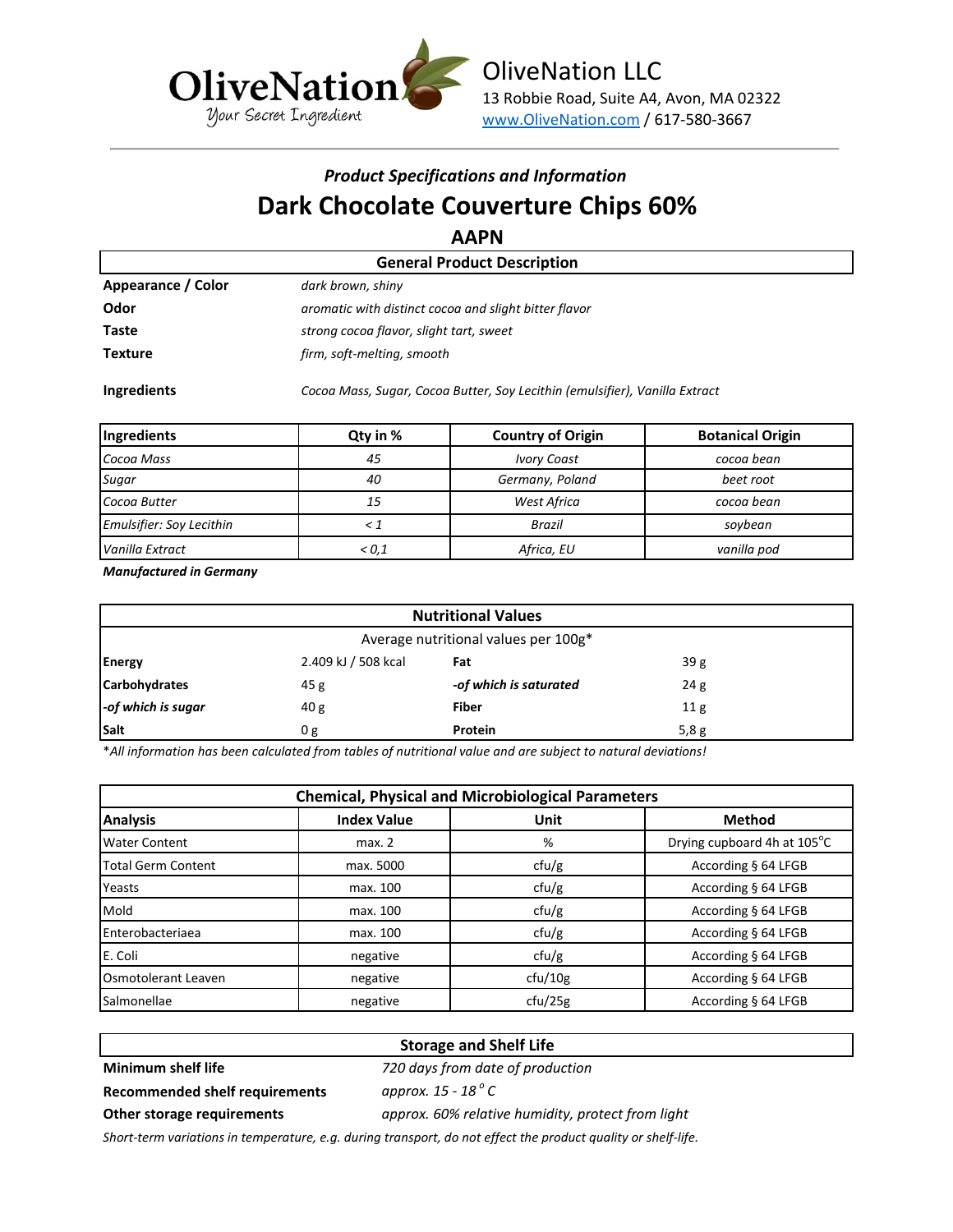OliveNation
Your Secret Ingredient

OliveNation LLC
13 Robbie Road, Suite A4, Avon, MA 02322
www.OliveNation.com / 617-580-3667

### *Product Specifications and Information*

# Dark Chocolate Couverture Chips 60%

## AAPN

| General Product Description | |
|---|---|
| **Appearance / Color** | *dark brown, shiny* |
| **Odor** | *aromatic with distinct cocoa and slight bitter flavor* |
| **Taste** | *strong cocoa flavor, slight tart, sweet* |
| **Texture** | *firm, soft-melting, smooth* |
| **Ingredients** | *Cocoa Mass, Sugar, Cocoa Butter, Soy Lecithin (emulsifier), Vanilla Extract* |

| Ingredients | Qty in % | Country of Origin | Botanical Origin |
|---|---|---|---|
| *Cocoa Mass* | *45* | *Ivory Coast* | *cocoa bean* |
| *Sugar* | *40* | *Germany, Poland* | *beet root* |
| *Cocoa Butter* | *15* | *West Africa* | *cocoa bean* |
| *Emulsifier: Soy Lecithin* | *< 1* | *Brazil* | *soybean* |
| *Vanilla Extract* | *< 0,1* | *Africa, EU* | *vanilla pod* |

***Manufactured in Germany***

| Nutritional Values | | | |
|---|---|---|---|
| Average nutritional values per 100g* | | | |
| **Energy** | 2.409 kJ / 508 kcal | **Fat** | 39 g |
| **Carbohydrates** | 45 g | ***-of which is saturated*** | 24 g |
| ***-of which is sugar*** | 40 g | **Fiber** | 11 g |
| **Salt** | 0 g | **Protein** | 5,8 g |

**All information has been calculated from tables of nutritional value and are subject to natural deviations!*

| Chemical, Physical and Microbiological Parameters | | | |
|---|---|---|---|
| **Analysis** | **Index Value** | **Unit** | **Method** |
| Water Content | max. 2 | % | Drying cupboard 4h at 105°C |
| Total Germ Content | max. 5000 | cfu/g | According § 64 LFGB |
| Yeasts | max. 100 | cfu/g | According § 64 LFGB |
| Mold | max. 100 | cfu/g | According § 64 LFGB |
| Enterobacteriaea | max. 100 | cfu/g | According § 64 LFGB |
| E. Coli | negative | cfu/g | According § 64 LFGB |
| Osmotolerant Leaven | negative | cfu/10g | According § 64 LFGB |
| Salmonellae | negative | cfu/25g | According § 64 LFGB |

| Storage and Shelf Life | |
|---|---|
| **Minimum shelf life** | *720 days from date of production* |
| **Recommended shelf requirements** | *approx. 15 - 18°C* |
| **Other storage requirements** | *approx. 60% relative humidity, protect from light* |

*Short-term variations in temperature, e.g. during transport, do not effect the product quality or shelf-life.*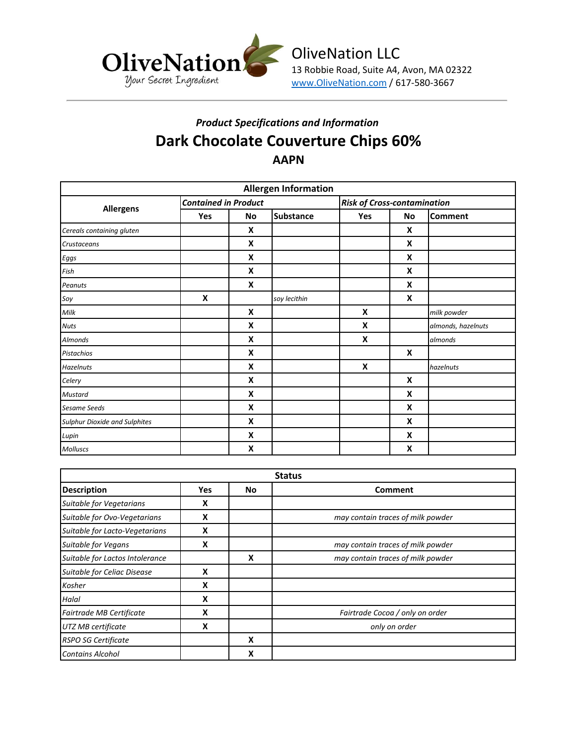OliveNation LLC
13 Robbie Road, Suite A4, Avon, MA 02322
www.OliveNation.com / 617-580-3667

### *Product Specifications and Information*

# Dark Chocolate Couverture Chips 60%

## AAPN

| Allergen Information | | | | | | |
|---|---|---|---|---|---|---|
| **Allergens** | ***Contained in Product*** | | | ***Risk of Cross-contamination*** | | |
| | **Yes** | **No** | **Substance** | **Yes** | **No** | **Comment** |
| *Cereals containing gluten* | | X | | | X | |
| *Crustaceans* | | X | | | X | |
| *Eggs* | | X | | | X | |
| *Fish* | | X | | | X | |
| *Peanuts* | | X | | | X | |
| *Soy* | X | | *soy lecithin* | | X | |
| *Milk* | | X | | X | | *milk powder* |
| *Nuts* | | X | | X | | *almonds, hazelnuts* |
| *Almonds* | | X | | X | | *almonds* |
| *Pistachios* | | X | | | X | |
| *Hazelnuts* | | X | | X | | *hazelnuts* |
| *Celery* | | X | | | X | |
| *Mustard* | | X | | | X | |
| *Sesame Seeds* | | X | | | X | |
| *Sulphur Dioxide and Sulphites* | | X | | | X | |
| *Lupin* | | X | | | X | |
| *Molluscs* | | X | | | X | |

| Status | | | |
|---|---|---|---|
| **Description** | **Yes** | **No** | **Comment** |
| *Suitable for Vegetarians* | X | | |
| *Suitable for Ovo-Vegetarians* | X | | *may contain traces of milk powder* |
| *Suitable for Lacto-Vegetarians* | X | | |
| *Suitable for Vegans* | X | | *may contain traces of milk powder* |
| *Suitable for Lactos Intolerance* | | X | *may contain traces of milk powder* |
| *Suitable for Celiac Disease* | X | | |
| *Kosher* | X | | |
| *Halal* | X | | |
| *Fairtrade MB Certificate* | X | | *Fairtrade Cocoa / only on order* |
| *UTZ MB certificate* | X | | *only on order* |
| *RSPO SG Certificate* | | X | |
| *Contains Alcohol* | | X | |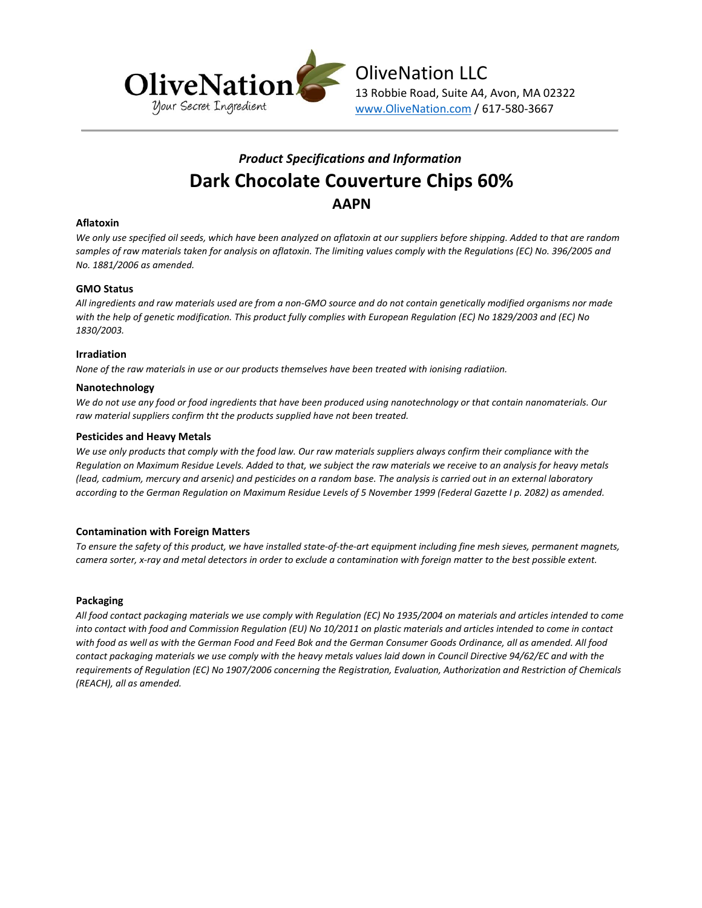OliveNation LLC
13 Robbie Road, Suite A4, Avon, MA 02322
www.OliveNation.com / 617-580-3667

***Product Specifications and Information***

# Dark Chocolate Couverture Chips 60%

## AAPN

**Aflatoxin**

*We only use specified oil seeds, which have been analyzed on aflatoxin at our suppliers before shipping. Added to that are random samples of raw materials taken for analysis on aflatoxin. The limiting values comply with the Regulations (EC) No. 396/2005 and No. 1881/2006 as amended.*

**GMO Status**

*All ingredients and raw materials used are from a non-GMO source and do not contain genetically modified organisms nor made with the help of genetic modification. This product fully complies with European Regulation (EC) No 1829/2003 and (EC) No 1830/2003.*

**Irradiation**

*None of the raw materials in use or our products themselves have been treated with ionising radiatiion.*

**Nanotechnology**

*We do not use any food or food ingredients that have been produced using nanotechnology or that contain nanomaterials. Our raw material suppliers confirm tht the products supplied have not been treated.*

**Pesticides and Heavy Metals**

*We use only products that comply with the food law. Our raw materials suppliers always confirm their compliance with the Regulation on Maximum Residue Levels. Added to that, we subject the raw materials we receive to an analysis for heavy metals (lead, cadmium, mercury and arsenic) and pesticides on a random base. The analysis is carried out in an external laboratory according to the German Regulation on Maximum Residue Levels of 5 November 1999 (Federal Gazette I p. 2082) as amended.*

**Contamination with Foreign Matters**

*To ensure the safety of this product, we have installed state-of-the-art equipment including fine mesh sieves, permanent magnets, camera sorter, x-ray and metal detectors in order to exclude a contamination with foreign matter to the best possible extent.*

**Packaging**

*All food contact packaging materials we use comply with Regulation (EC) No 1935/2004 on materials and articles intended to come into contact with food and Commission Regulation (EU) No 10/2011 on plastic materials and articles intended to come in contact with food as well as with the German Food and Feed Bok and the German Consumer Goods Ordinance, all as amended. All food contact packaging materials we use comply with the heavy metals values laid down in Council Directive 94/62/EC and with the requirements of Regulation (EC) No 1907/2006 concerning the Registration, Evaluation, Authorization and Restriction of Chemicals (REACH), all as amended.*